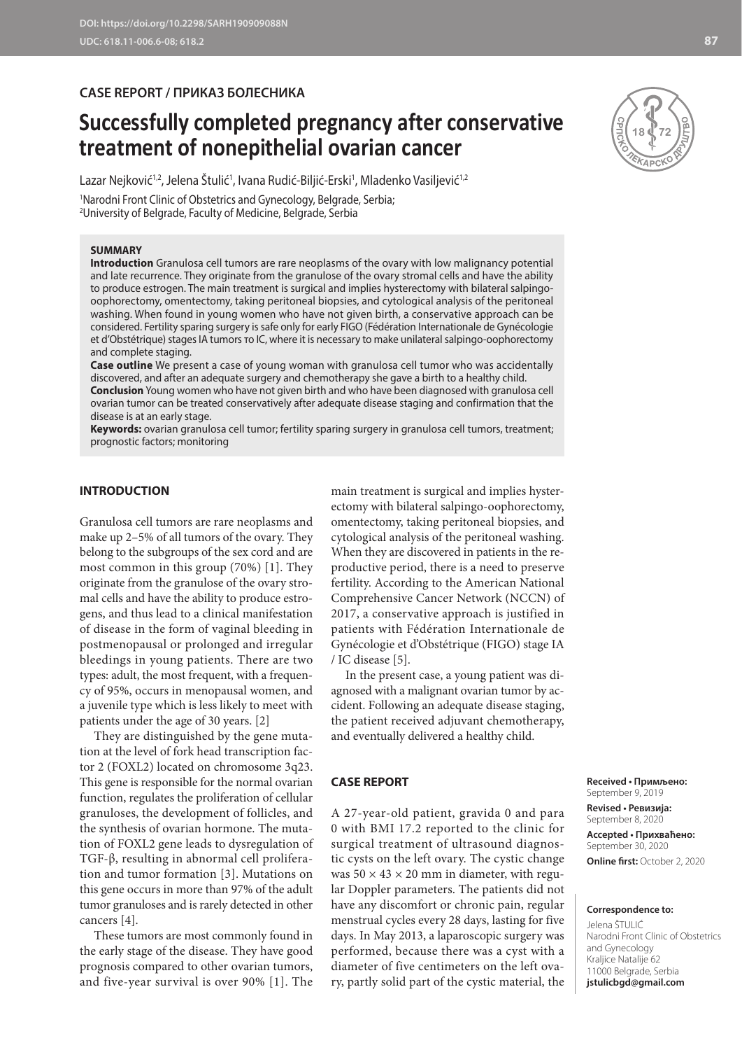DOI: https://doi.org/10.2298/SARH190909088N
UDC: 618.11-006.6-08; 618.2

**CASE REPORT / ПРИКАЗ БОЛЕСНИКА**

# Successfully completed pregnancy after conservative treatment of nonepithelial ovarian cancer

Lazar Nejković[1,2], Jelena Štulić[1], Ivana Rudić-Biljić-Erski[1], Mladenko Vasiljević[1,2]

[1]Narodni Front Clinic of Obstetrics and Gynecology, Belgrade, Serbia;
[2]University of Belgrade, Faculty of Medicine, Belgrade, Serbia

**SUMMARY**

**Introduction** Granulosa cell tumors are rare neoplasms of the ovary with low malignancy potential and late recurrence. They originate from the granulose of the ovary stromal cells and have the ability to produce estrogen. The main treatment is surgical and implies hysterectomy with bilateral salpingo-oophorectomy, omentectomy, taking peritoneal biopsies, and cytological analysis of the peritoneal washing. When found in young women who have not given birth, a conservative approach can be considered. Fertility sparing surgery is safe only for early FIGO (Fédération Internationale de Gynécologie et d'Obstétrique) stages IA tumors то IC, where it is necessary to make unilateral salpingo-oophorectomy and complete staging.

**Case outline** We present a case of young woman with granulosa cell tumor who was accidentally discovered, and after an adequate surgery and chemotherapy she gave a birth to a healthy child.

**Conclusion** Young women who have not given birth and who have been diagnosed with granulosa cell ovarian tumor can be treated conservatively after adequate disease staging and confirmation that the disease is at an early stage.

**Keywords:** ovarian granulosa cell tumor; fertility sparing surgery in granulosa cell tumors, treatment; prognostic factors; monitoring

## INTRODUCTION

Granulosa cell tumors are rare neoplasms and make up 2–5% of all tumors of the ovary. They belong to the subgroups of the sex cord and are most common in this group (70%) [1]. They originate from the granulose of the ovary stromal cells and have the ability to produce estrogens, and thus lead to a clinical manifestation of disease in the form of vaginal bleeding in postmenopausal or prolonged and irregular bleedings in young patients. There are two types: adult, the most frequent, with a frequency of 95%, occurs in menopausal women, and a juvenile type which is less likely to meet with patients under the age of 30 years. [2]

They are distinguished by the gene mutation at the level of fork head transcription factor 2 (FOXL2) located on chromosome 3q23. This gene is responsible for the normal ovarian function, regulates the proliferation of cellular granuloses, the development of follicles, and the synthesis of ovarian hormone. The mutation of FOXL2 gene leads to dysregulation of TGF-β, resulting in abnormal cell proliferation and tumor formation [3]. Mutations on this gene occurs in more than 97% of the adult tumor granuloses and is rarely detected in other cancers [4].

These tumors are most commonly found in the early stage of the disease. They have good prognosis compared to other ovarian tumors, and five-year survival is over 90% [1]. The main treatment is surgical and implies hysterectomy with bilateral salpingo-oophorectomy, omentectomy, taking peritoneal biopsies, and cytological analysis of the peritoneal washing. When they are discovered in patients in the reproductive period, there is a need to preserve fertility. According to the American National Comprehensive Cancer Network (NCCN) of 2017, a conservative approach is justified in patients with Fédération Internationale de Gynécologie et d'Obstétrique (FIGO) stage IA / IC disease [5].

In the present case, a young patient was diagnosed with a malignant ovarian tumor by accident. Following an adequate disease staging, the patient received adjuvant chemotherapy, and eventually delivered a healthy child.

## CASE REPORT

A 27-year-old patient, gravida 0 and para 0 with BMI 17.2 reported to the clinic for surgical treatment of ultrasound diagnostic cysts on the left ovary. The cystic change was 50 × 43 × 20 mm in diameter, with regular Doppler parameters. The patients did not have any discomfort or chronic pain, regular menstrual cycles every 28 days, lasting for five days. In May 2013, a laparoscopic surgery was performed, because there was a cyst with a diameter of five centimeters on the left ovary, partly solid part of the cystic material, the

**Received • Примљено:** September 9, 2019
**Revised • Ревизија:** September 8, 2020
**Accepted • Прихваћено:** September 30, 2020
**Online first:** October 2, 2020

**Correspondence to:**
Jelena ŠTULIĆ
Narodni Front Clinic of Obstetrics and Gynecology
Kraljice Natalije 62
11000 Belgrade, Serbia
**jstulicbgd@gmail.com**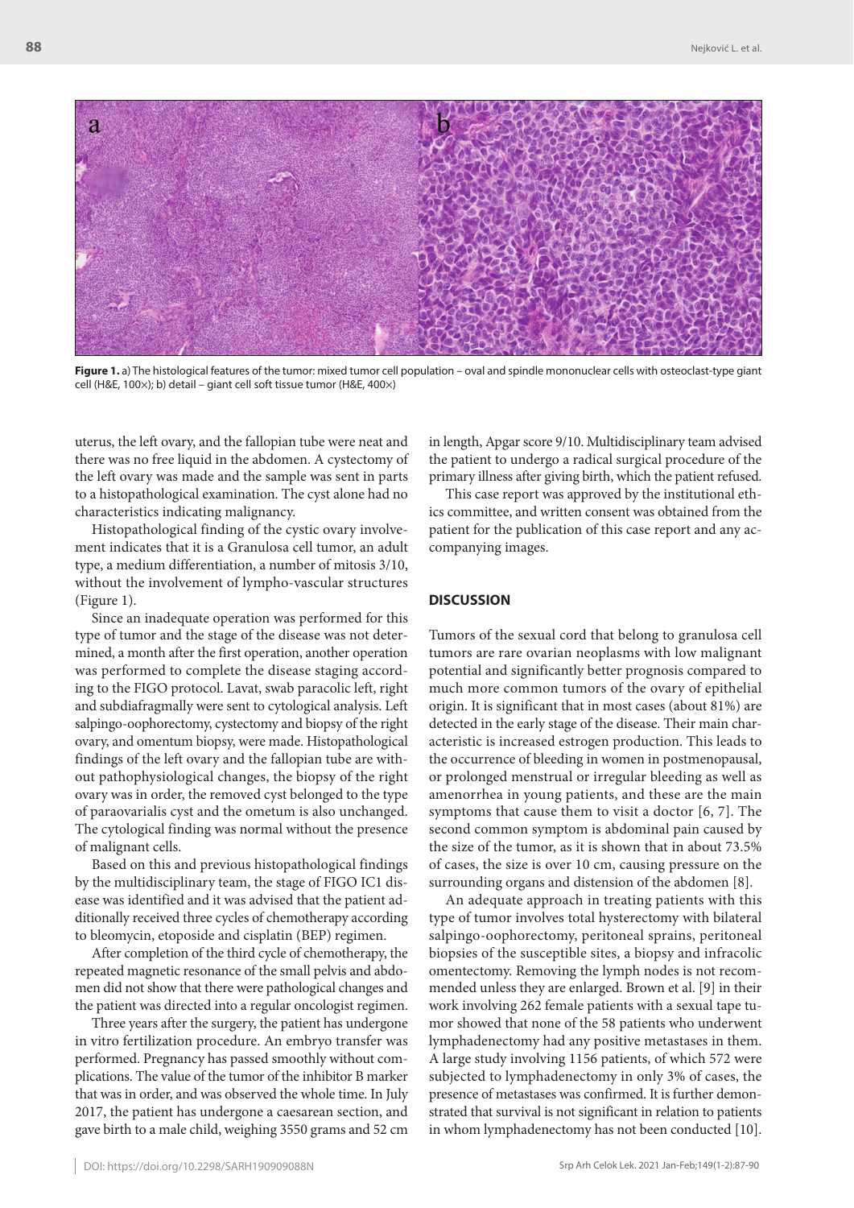**Figure 1.** a) The histological features of the tumor: mixed tumor cell population – oval and spindle mononuclear cells with osteoclast-type giant cell (H&E, 100×); b) detail – giant cell soft tissue tumor (H&E, 400×)

uterus, the left ovary, and the fallopian tube were neat and there was no free liquid in the abdomen. A cystectomy of the left ovary was made and the sample was sent in parts to a histopathological examination. The cyst alone had no characteristics indicating malignancy.

Histopathological finding of the cystic ovary involvement indicates that it is a Granulosa cell tumor, an adult type, a medium differentiation, a number of mitosis 3/10, without the involvement of lympho-vascular structures (Figure 1).

Since an inadequate operation was performed for this type of tumor and the stage of the disease was not determined, a month after the first operation, another operation was performed to complete the disease staging according to the FIGO protocol. Lavat, swab paracolic left, right and subdiafragmally were sent to cytological analysis. Left salpingo-oophorectomy, cystectomy and biopsy of the right ovary, and omentum biopsy, were made. Histopathological findings of the left ovary and the fallopian tube are without pathophysiological changes, the biopsy of the right ovary was in order, the removed cyst belonged to the type of paraovarialis cyst and the ometum is also unchanged. The cytological finding was normal without the presence of malignant cells.

Based on this and previous histopathological findings by the multidisciplinary team, the stage of FIGO IC1 disease was identified and it was advised that the patient additionally received three cycles of chemotherapy according to bleomycin, etoposide and cisplatin (BEP) regimen.

After completion of the third cycle of chemotherapy, the repeated magnetic resonance of the small pelvis and abdomen did not show that there were pathological changes and the patient was directed into a regular oncologist regimen.

Three years after the surgery, the patient has undergone in vitro fertilization procedure. An embryo transfer was performed. Pregnancy has passed smoothly without complications. The value of the tumor of the inhibitor B marker that was in order, and was observed the whole time. In July 2017, the patient has undergone a caesarean section, and gave birth to a male child, weighing 3550 grams and 52 cm in length, Apgar score 9/10. Multidisciplinary team advised the patient to undergo a radical surgical procedure of the primary illness after giving birth, which the patient refused.

This case report was approved by the institutional ethics committee, and written consent was obtained from the patient for the publication of this case report and any accompanying images.

## DISCUSSION

Tumors of the sexual cord that belong to granulosa cell tumors are rare ovarian neoplasms with low malignant potential and significantly better prognosis compared to much more common tumors of the ovary of epithelial origin. It is significant that in most cases (about 81%) are detected in the early stage of the disease. Their main characteristic is increased estrogen production. This leads to the occurrence of bleeding in women in postmenopausal, or prolonged menstrual or irregular bleeding as well as amenorrhea in young patients, and these are the main symptoms that cause them to visit a doctor [6, 7]. The second common symptom is abdominal pain caused by the size of the tumor, as it is shown that in about 73.5% of cases, the size is over 10 cm, causing pressure on the surrounding organs and distension of the abdomen [8].

An adequate approach in treating patients with this type of tumor involves total hysterectomy with bilateral salpingo-oophorectomy, peritoneal sprains, peritoneal biopsies of the susceptible sites, a biopsy and infracolic omentectomy. Removing the lymph nodes is not recommended unless they are enlarged. Brown et al. [9] in their work involving 262 female patients with a sexual tape tumor showed that none of the 58 patients who underwent lymphadenectomy had any positive metastases in them. A large study involving 1156 patients, of which 572 were subjected to lymphadenectomy in only 3% of cases, the presence of metastases was confirmed. It is further demonstrated that survival is not significant in relation to patients in whom lymphadenectomy has not been conducted [10].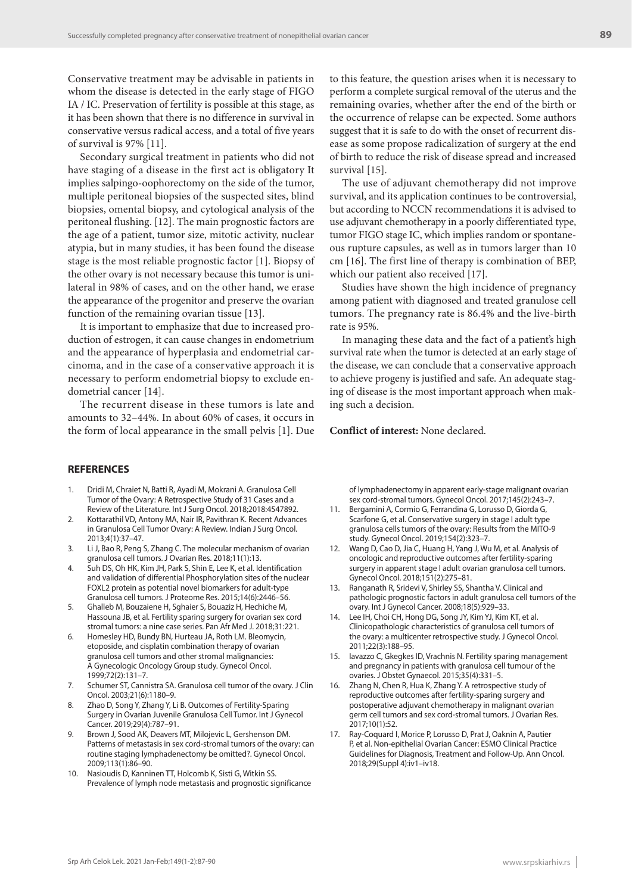Conservative treatment may be advisable in patients in whom the disease is detected in the early stage of FIGO IA / IC. Preservation of fertility is possible at this stage, as it has been shown that there is no difference in survival in conservative versus radical access, and a total of five years of survival is 97% [11].

Secondary surgical treatment in patients who did not have staging of a disease in the first act is obligatory It implies salpingo-oophorectomy on the side of the tumor, multiple peritoneal biopsies of the suspected sites, blind biopsies, omental biopsy, and cytological analysis of the peritoneal flushing. [12]. The main prognostic factors are the age of a patient, tumor size, mitotic activity, nuclear atypia, but in many studies, it has been found the disease stage is the most reliable prognostic factor [1]. Biopsy of the other ovary is not necessary because this tumor is unilateral in 98% of cases, and on the other hand, we erase the appearance of the progenitor and preserve the ovarian function of the remaining ovarian tissue [13].

It is important to emphasize that due to increased production of estrogen, it can cause changes in endometrium and the appearance of hyperplasia and endometrial carcinoma, and in the case of a conservative approach it is necessary to perform endometrial biopsy to exclude endometrial cancer [14].

The recurrent disease in these tumors is late and amounts to 32–44%. In about 60% of cases, it occurs in the form of local appearance in the small pelvis [1]. Due to this feature, the question arises when it is necessary to perform a complete surgical removal of the uterus and the remaining ovaries, whether after the end of the birth or the occurrence of relapse can be expected. Some authors suggest that it is safe to do with the onset of recurrent disease as some propose radicalization of surgery at the end of birth to reduce the risk of disease spread and increased survival [15].

The use of adjuvant chemotherapy did not improve survival, and its application continues to be controversial, but according to NCCN recommendations it is advised to use adjuvant chemotherapy in a poorly differentiated type, tumor FIGO stage IC, which implies random or spontaneous rupture capsules, as well as in tumors larger than 10 cm [16]. The first line of therapy is combination of BEP, which our patient also received [17].

Studies have shown the high incidence of pregnancy among patient with diagnosed and treated granulose cell tumors. The pregnancy rate is 86.4% and the live-birth rate is 95%.

In managing these data and the fact of a patient's high survival rate when the tumor is detected at an early stage of the disease, we can conclude that a conservative approach to achieve progeny is justified and safe. An adequate staging of disease is the most important approach when making such a decision.

**Conflict of interest:** None declared.

## REFERENCES

1. Dridi M, Chraiet N, Batti R, Ayadi M, Mokrani A. Granulosa Cell Tumor of the Ovary: A Retrospective Study of 31 Cases and a Review of the Literature. Int J Surg Oncol. 2018;2018:4547892.
2. Kottarathil VD, Antony MA, Nair IR, Pavithran K. Recent Advances in Granulosa Cell Tumor Ovary: A Review. Indian J Surg Oncol. 2013;4(1):37–47.
3. Li J, Bao R, Peng S, Zhang C. The molecular mechanism of ovarian granulosa cell tumors. J Ovarian Res. 2018;11(1):13.
4. Suh DS, Oh HK, Kim JH, Park S, Shin E, Lee K, et al. Identification and validation of differential Phosphorylation sites of the nuclear FOXL2 protein as potential novel biomarkers for adult-type Granulosa cell tumors. J Proteome Res. 2015;14(6):2446–56.
5. Ghalleb M, Bouzaiene H, Sghaier S, Bouaziz H, Hechiche M, Hassouna JB, et al. Fertility sparing surgery for ovarian sex cord stromal tumors: a nine case series. Pan Afr Med J. 2018;31:221.
6. Homesley HD, Bundy BN, Hurteau JA, Roth LM. Bleomycin, etoposide, and cisplatin combination therapy of ovarian granulosa cell tumors and other stromal malignancies: A Gynecologic Oncology Group study. Gynecol Oncol. 1999;72(2):131–7.
7. Schumer ST, Cannistra SA. Granulosa cell tumor of the ovary. J Clin Oncol. 2003;21(6):1180–9.
8. Zhao D, Song Y, Zhang Y, Li B. Outcomes of Fertility-Sparing Surgery in Ovarian Juvenile Granulosa Cell Tumor. Int J Gynecol Cancer. 2019;29(4):787–91.
9. Brown J, Sood AK, Deavers MT, Milojevic L, Gershenson DM. Patterns of metastasis in sex cord-stromal tumors of the ovary: can routine staging lymphadenectomy be omitted?. Gynecol Oncol. 2009;113(1):86–90.
10. Nasioudis D, Kanninen TT, Holcomb K, Sisti G, Witkin SS. Prevalence of lymph node metastasis and prognostic significance of lymphadenectomy in apparent early-stage malignant ovarian sex cord-stromal tumors. Gynecol Oncol. 2017;145(2):243–7.
11. Bergamini A, Cormio G, Ferrandina G, Lorusso D, Giorda G, Scarfone G, et al. Conservative surgery in stage I adult type granulosa cells tumors of the ovary: Results from the MITO-9 study. Gynecol Oncol. 2019;154(2):323–7.
12. Wang D, Cao D, Jia C, Huang H, Yang J, Wu M, et al. Analysis of oncologic and reproductive outcomes after fertility-sparing surgery in apparent stage I adult ovarian granulosa cell tumors. Gynecol Oncol. 2018;151(2):275–81.
13. Ranganath R, Sridevi V, Shirley SS, Shantha V. Clinical and pathologic prognostic factors in adult granulosa cell tumors of the ovary. Int J Gynecol Cancer. 2008;18(5):929–33.
14. Lee IH, Choi CH, Hong DG, Song JY, Kim YJ, Kim KT, et al. Clinicopathologic characteristics of granulosa cell tumors of the ovary: a multicenter retrospective study. J Gynecol Oncol. 2011;22(3):188–95.
15. Iavazzo C, Gkegkes ID, Vrachnis N. Fertility sparing management and pregnancy in patients with granulosa cell tumour of the ovaries. J Obstet Gynaecol. 2015;35(4):331–5.
16. Zhang N, Chen R, Hua K, Zhang Y. A retrospective study of reproductive outcomes after fertility-sparing surgery and postoperative adjuvant chemotherapy in malignant ovarian germ cell tumors and sex cord-stromal tumors. J Ovarian Res. 2017;10(1):52.
17. Ray-Coquard I, Morice P, Lorusso D, Prat J, Oaknin A, Pautier P, et al. Non-epithelial Ovarian Cancer: ESMO Clinical Practice Guidelines for Diagnosis, Treatment and Follow-Up. Ann Oncol. 2018;29(Suppl 4):iv1–iv18.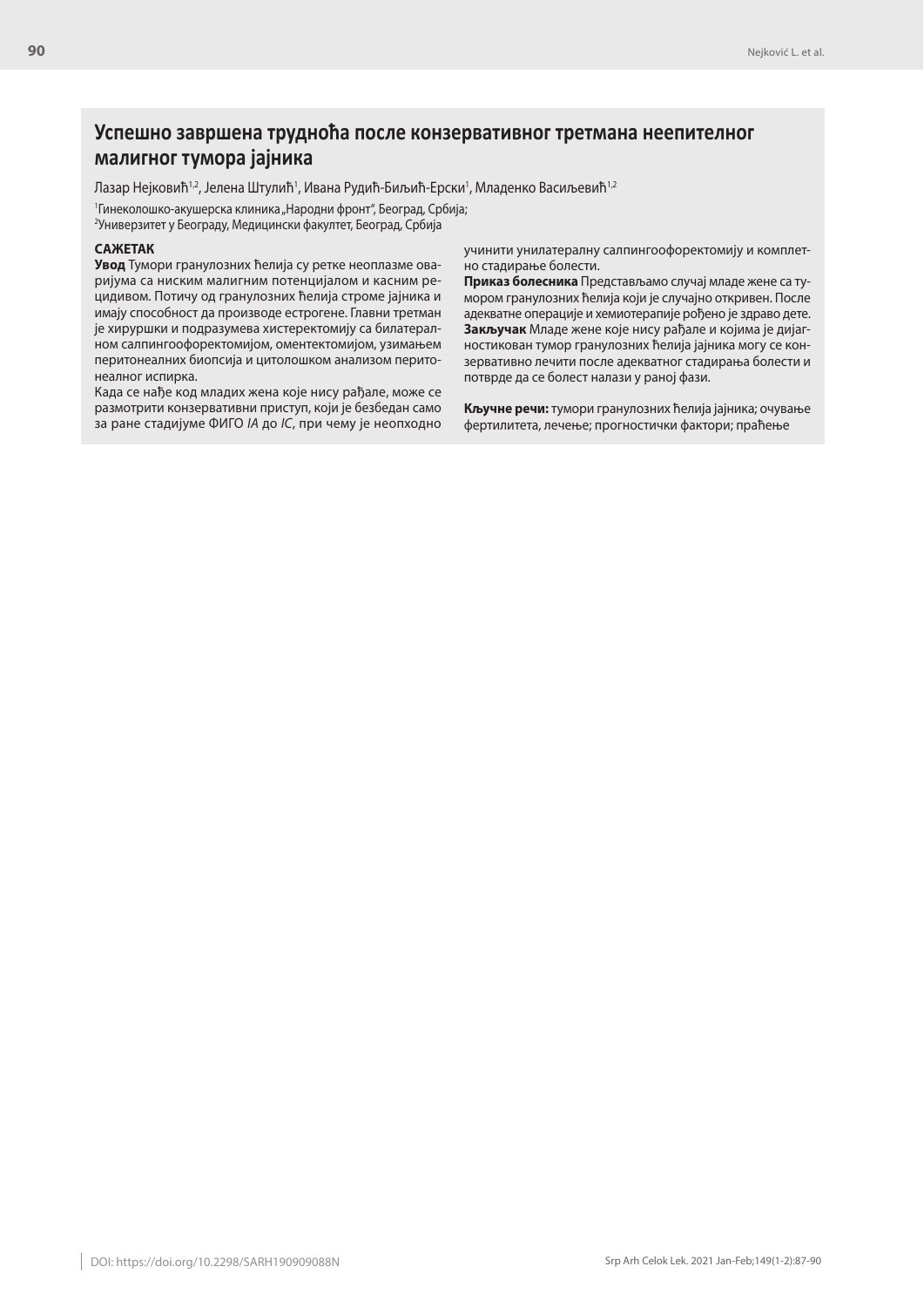# Успешно завршена трудноћа после конзервативног третмана неепителног малигног тумора јајника

Лазар Нејковић[1,2], Јелена Штулић[1], Ивана Рудић-Биљић-Ерски[1], Младенко Васиљевић[1,2]

[1]Гинеколошко-акушерска клиника „Народни фронт", Београд, Србија;
[2]Универзитет у Београду, Медицински факултет, Београд, Србија

**САЖЕТАК**

**Увод** Тумори гранулозних ћелија су ретке неоплазме оваријума са ниским малигним потенцијалом и касним рецидивом. Потичу од гранулозних ћелија строме јајника и имају способност да производе естрогене. Главни третман је хируршки и подразумева хистеректомију са билатералном салпингоофоректомијом, оментектомијом, узимањем перитонеалних биопсија и цитолошком анализом перитонеалног испирка.

Када се нађе код младих жена које нису рађале, може се размотрити конзервативни приступ, који је безбедан само за ране стадијуме ФИГО *IA* до *IC*, при чему је неопходно учинити унилатералну салпингоофоректомију и комплетно стадирање болести.

**Приказ болесника** Представљамо случај младе жене са тумором гранулозних ћелија који је случајно откривен. После адекватне операције и хемиотерапије рођено је здраво дете.

**Закључак** Младе жене које нису рађале и којима је дијагностикован тумор гранулозних ћелија јајника могу се конзервативно лечити после адекватног стадирања болести и потврде да се болест налази у раној фази.

**Кључне речи:** тумори гранулозних ћелија јајника; очување фертилитета, лечење; прогностички фактори; праћење